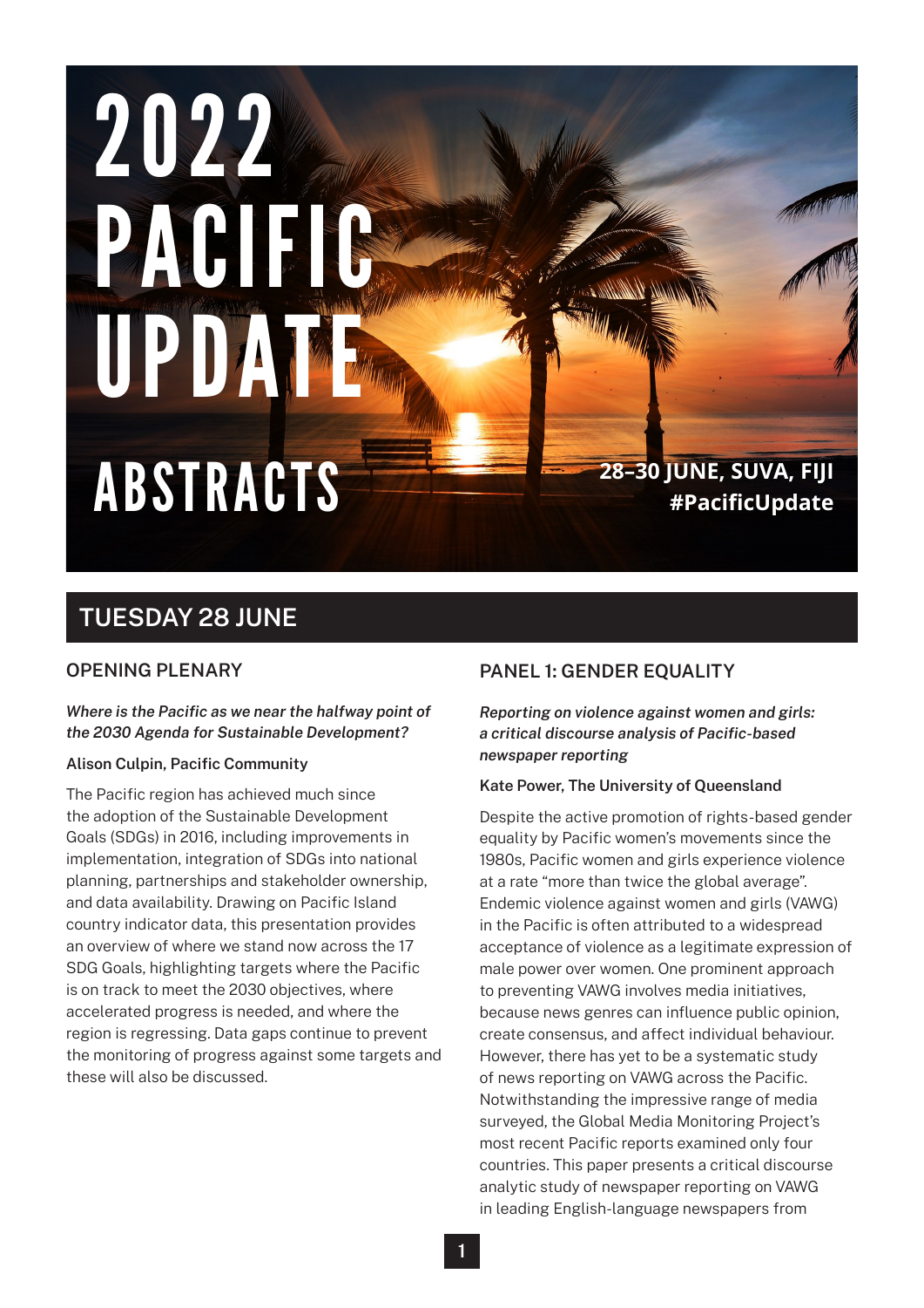# 2022 PACIFIC UPDATE

# ABSTRACTS

**28–30 JUNE, SUVA, FIJI**
**#PacificUpdate**

## TUESDAY 28 JUNE

### OPENING PLENARY

***Where is the Pacific as we near the halfway point of the 2030 Agenda for Sustainable Development?***

**Alison Culpin, Pacific Community**

The Pacific region has achieved much since the adoption of the Sustainable Development Goals (SDGs) in 2016, including improvements in implementation, integration of SDGs into national planning, partnerships and stakeholder ownership, and data availability. Drawing on Pacific Island country indicator data, this presentation provides an overview of where we stand now across the 17 SDG Goals, highlighting targets where the Pacific is on track to meet the 2030 objectives, where accelerated progress is needed, and where the region is regressing. Data gaps continue to prevent the monitoring of progress against some targets and these will also be discussed.

### PANEL 1: GENDER EQUALITY

***Reporting on violence against women and girls: a critical discourse analysis of Pacific-based newspaper reporting***

**Kate Power, The University of Queensland**

Despite the active promotion of rights-based gender equality by Pacific women's movements since the 1980s, Pacific women and girls experience violence at a rate "more than twice the global average". Endemic violence against women and girls (VAWG) in the Pacific is often attributed to a widespread acceptance of violence as a legitimate expression of male power over women. One prominent approach to preventing VAWG involves media initiatives, because news genres can influence public opinion, create consensus, and affect individual behaviour. However, there has yet to be a systematic study of news reporting on VAWG across the Pacific. Notwithstanding the impressive range of media surveyed, the Global Media Monitoring Project's most recent Pacific reports examined only four countries. This paper presents a critical discourse analytic study of newspaper reporting on VAWG in leading English-language newspapers from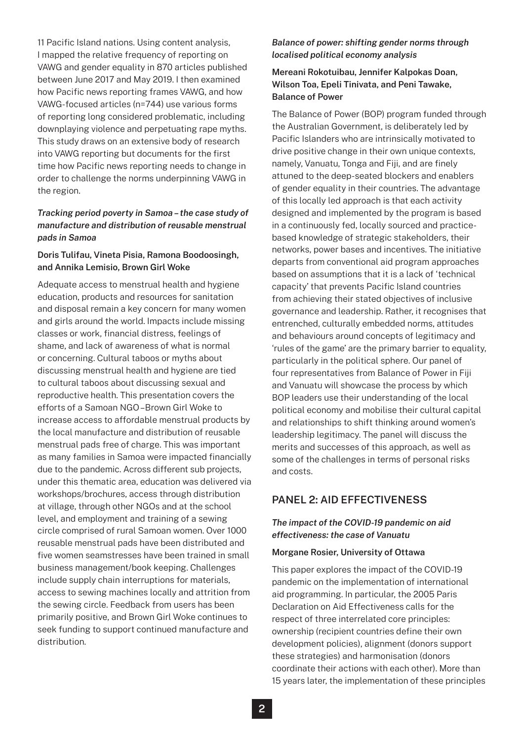11 Pacific Island nations. Using content analysis, I mapped the relative frequency of reporting on VAWG and gender equality in 870 articles published between June 2017 and May 2019. I then examined how Pacific news reporting frames VAWG, and how VAWG-focused articles (n=744) use various forms of reporting long considered problematic, including downplaying violence and perpetuating rape myths. This study draws on an extensive body of research into VAWG reporting but documents for the first time how Pacific news reporting needs to change in order to challenge the norms underpinning VAWG in the region.

### *Tracking period poverty in Samoa – the case study of manufacture and distribution of reusable menstrual pads in Samoa*

**Doris Tulifau, Vineta Pisia, Ramona Boodoosingh, and Annika Lemisio, Brown Girl Woke**

Adequate access to menstrual health and hygiene education, products and resources for sanitation and disposal remain a key concern for many women and girls around the world. Impacts include missing classes or work, financial distress, feelings of shame, and lack of awareness of what is normal or concerning. Cultural taboos or myths about discussing menstrual health and hygiene are tied to cultural taboos about discussing sexual and reproductive health. This presentation covers the efforts of a Samoan NGO –Brown Girl Woke to increase access to affordable menstrual products by the local manufacture and distribution of reusable menstrual pads free of charge. This was important as many families in Samoa were impacted financially due to the pandemic. Across different sub projects, under this thematic area, education was delivered via workshops/brochures, access through distribution at village, through other NGOs and at the school level, and employment and training of a sewing circle comprised of rural Samoan women. Over 1000 reusable menstrual pads have been distributed and five women seamstresses have been trained in small business management/book keeping. Challenges include supply chain interruptions for materials, access to sewing machines locally and attrition from the sewing circle. Feedback from users has been primarily positive, and Brown Girl Woke continues to seek funding to support continued manufacture and distribution.

### *Balance of power: shifting gender norms through localised political economy analysis*

**Mereani Rokotuibau, Jennifer Kalpokas Doan, Wilson Toa, Epeli Tinivata, and Peni Tawake, Balance of Power**

The Balance of Power (BOP) program funded through the Australian Government, is deliberately led by Pacific Islanders who are intrinsically motivated to drive positive change in their own unique contexts, namely, Vanuatu, Tonga and Fiji, and are finely attuned to the deep-seated blockers and enablers of gender equality in their countries. The advantage of this locally led approach is that each activity designed and implemented by the program is based in a continuously fed, locally sourced and practice-based knowledge of strategic stakeholders, their networks, power bases and incentives. The initiative departs from conventional aid program approaches based on assumptions that it is a lack of 'technical capacity' that prevents Pacific Island countries from achieving their stated objectives of inclusive governance and leadership. Rather, it recognises that entrenched, culturally embedded norms, attitudes and behaviours around concepts of legitimacy and 'rules of the game' are the primary barrier to equality, particularly in the political sphere. Our panel of four representatives from Balance of Power in Fiji and Vanuatu will showcase the process by which BOP leaders use their understanding of the local political economy and mobilise their cultural capital and relationships to shift thinking around women's leadership legitimacy. The panel will discuss the merits and successes of this approach, as well as some of the challenges in terms of personal risks and costs.

## PANEL 2: AID EFFECTIVENESS

### *The impact of the COVID-19 pandemic on aid effectiveness: the case of Vanuatu*

**Morgane Rosier, University of Ottawa**

This paper explores the impact of the COVID-19 pandemic on the implementation of international aid programming. In particular, the 2005 Paris Declaration on Aid Effectiveness calls for the respect of three interrelated core principles: ownership (recipient countries define their own development policies), alignment (donors support these strategies) and harmonisation (donors coordinate their actions with each other). More than 15 years later, the implementation of these principles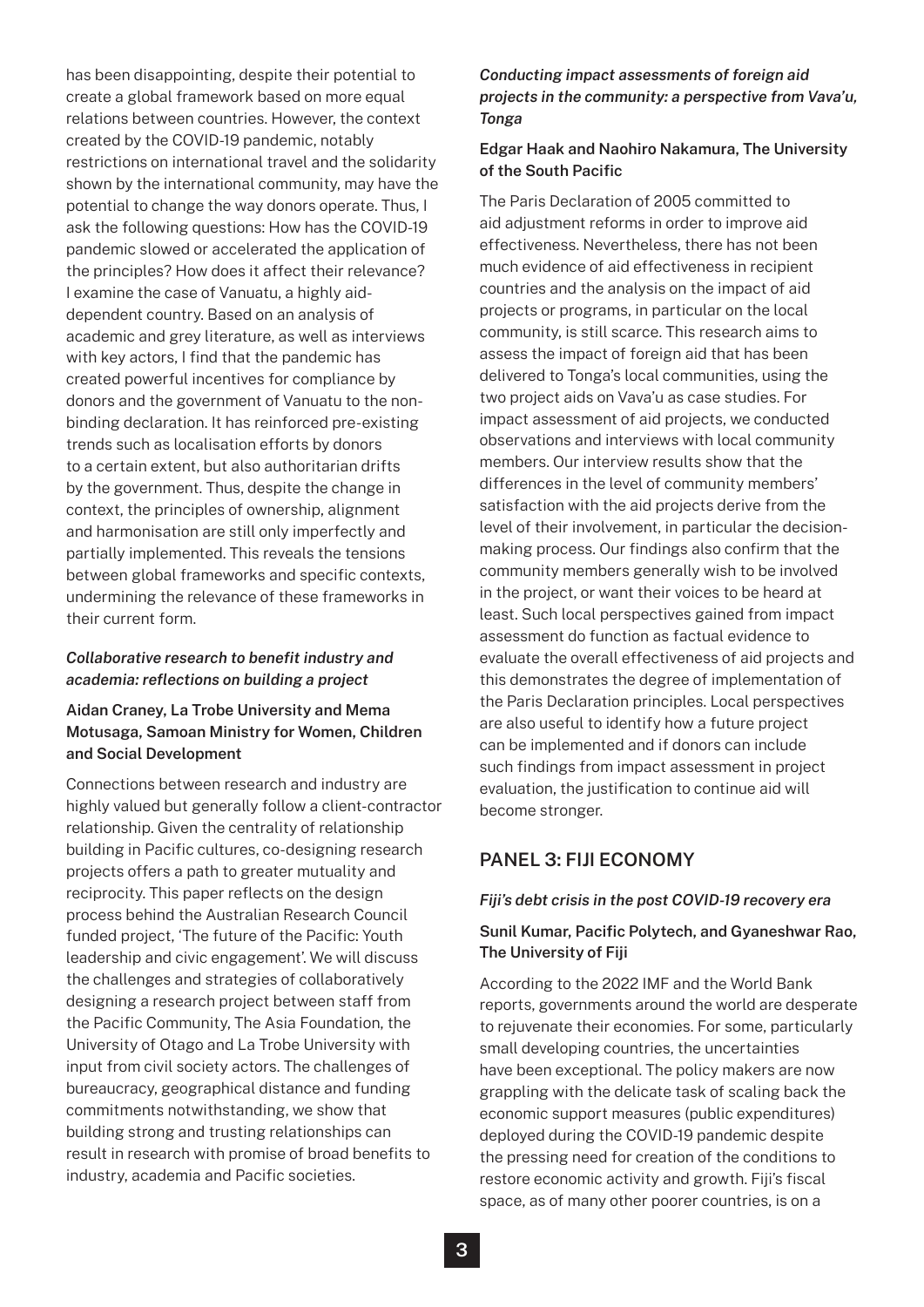has been disappointing, despite their potential to create a global framework based on more equal relations between countries. However, the context created by the COVID-19 pandemic, notably restrictions on international travel and the solidarity shown by the international community, may have the potential to change the way donors operate. Thus, I ask the following questions: How has the COVID-19 pandemic slowed or accelerated the application of the principles? How does it affect their relevance? I examine the case of Vanuatu, a highly aid-dependent country. Based on an analysis of academic and grey literature, as well as interviews with key actors, I find that the pandemic has created powerful incentives for compliance by donors and the government of Vanuatu to the non-binding declaration. It has reinforced pre-existing trends such as localisation efforts by donors to a certain extent, but also authoritarian drifts by the government. Thus, despite the change in context, the principles of ownership, alignment and harmonisation are still only imperfectly and partially implemented. This reveals the tensions between global frameworks and specific contexts, undermining the relevance of these frameworks in their current form.

### *Collaborative research to benefit industry and academia: reflections on building a project*

**Aidan Craney, La Trobe University and Mema Motusaga, Samoan Ministry for Women, Children and Social Development**

Connections between research and industry are highly valued but generally follow a client-contractor relationship. Given the centrality of relationship building in Pacific cultures, co-designing research projects offers a path to greater mutuality and reciprocity. This paper reflects on the design process behind the Australian Research Council funded project, 'The future of the Pacific: Youth leadership and civic engagement'. We will discuss the challenges and strategies of collaboratively designing a research project between staff from the Pacific Community, The Asia Foundation, the University of Otago and La Trobe University with input from civil society actors. The challenges of bureaucracy, geographical distance and funding commitments notwithstanding, we show that building strong and trusting relationships can result in research with promise of broad benefits to industry, academia and Pacific societies.

### *Conducting impact assessments of foreign aid projects in the community: a perspective from Vava'u, Tonga*

**Edgar Haak and Naohiro Nakamura, The University of the South Pacific**

The Paris Declaration of 2005 committed to aid adjustment reforms in order to improve aid effectiveness. Nevertheless, there has not been much evidence of aid effectiveness in recipient countries and the analysis on the impact of aid projects or programs, in particular on the local community, is still scarce. This research aims to assess the impact of foreign aid that has been delivered to Tonga's local communities, using the two project aids on Vava'u as case studies. For impact assessment of aid projects, we conducted observations and interviews with local community members. Our interview results show that the differences in the level of community members' satisfaction with the aid projects derive from the level of their involvement, in particular the decision-making process. Our findings also confirm that the community members generally wish to be involved in the project, or want their voices to be heard at least. Such local perspectives gained from impact assessment do function as factual evidence to evaluate the overall effectiveness of aid projects and this demonstrates the degree of implementation of the Paris Declaration principles. Local perspectives are also useful to identify how a future project can be implemented and if donors can include such findings from impact assessment in project evaluation, the justification to continue aid will become stronger.

## PANEL 3: FIJI ECONOMY

### *Fiji's debt crisis in the post COVID-19 recovery era*

**Sunil Kumar, Pacific Polytech, and Gyaneshwar Rao, The University of Fiji**

According to the 2022 IMF and the World Bank reports, governments around the world are desperate to rejuvenate their economies. For some, particularly small developing countries, the uncertainties have been exceptional. The policy makers are now grappling with the delicate task of scaling back the economic support measures (public expenditures) deployed during the COVID-19 pandemic despite the pressing need for creation of the conditions to restore economic activity and growth. Fiji's fiscal space, as of many other poorer countries, is on a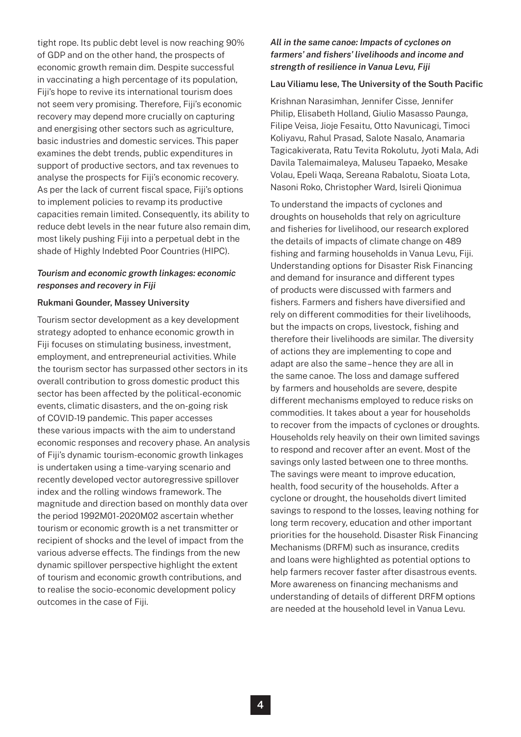tight rope. Its public debt level is now reaching 90% of GDP and on the other hand, the prospects of economic growth remain dim. Despite successful in vaccinating a high percentage of its population, Fiji's hope to revive its international tourism does not seem very promising. Therefore, Fiji's economic recovery may depend more crucially on capturing and energising other sectors such as agriculture, basic industries and domestic services. This paper examines the debt trends, public expenditures in support of productive sectors, and tax revenues to analyse the prospects for Fiji's economic recovery. As per the lack of current fiscal space, Fiji's options to implement policies to revamp its productive capacities remain limited. Consequently, its ability to reduce debt levels in the near future also remain dim, most likely pushing Fiji into a perpetual debt in the shade of Highly Indebted Poor Countries (HIPC).

### *Tourism and economic growth linkages: economic responses and recovery in Fiji*

**Rukmani Gounder, Massey University**

Tourism sector development as a key development strategy adopted to enhance economic growth in Fiji focuses on stimulating business, investment, employment, and entrepreneurial activities. While the tourism sector has surpassed other sectors in its overall contribution to gross domestic product this sector has been affected by the political-economic events, climatic disasters, and the on-going risk of COVID-19 pandemic. This paper accesses these various impacts with the aim to understand economic responses and recovery phase. An analysis of Fiji's dynamic tourism-economic growth linkages is undertaken using a time-varying scenario and recently developed vector autoregressive spillover index and the rolling windows framework. The magnitude and direction based on monthly data over the period 1992M01-2020M02 ascertain whether tourism or economic growth is a net transmitter or recipient of shocks and the level of impact from the various adverse effects. The findings from the new dynamic spillover perspective highlight the extent of tourism and economic growth contributions, and to realise the socio-economic development policy outcomes in the case of Fiji.

### *All in the same canoe: Impacts of cyclones on farmers' and fishers' livelihoods and income and strength of resilience in Vanua Levu, Fiji*

**Lau Viliamu Iese, The University of the South Pacific**

Krishnan Narasimhan, Jennifer Cisse, Jennifer Philip, Elisabeth Holland, Giulio Masasso Paunga, Filipe Veisa, Jioje Fesaitu, Otto Navunicagi, Timoci Koliyavu, Rahul Prasad, Salote Nasalo, Anamaria Tagicakiverata, Ratu Tevita Rokolutu, Jyoti Mala, Adi Davila Talemaimaleya, Maluseu Tapaeko, Mesake Volau, Epeli Waqa, Sereana Rabalotu, Sioata Lota, Nasoni Roko, Christopher Ward, Isireli Qionimua

To understand the impacts of cyclones and droughts on households that rely on agriculture and fisheries for livelihood, our research explored the details of impacts of climate change on 489 fishing and farming households in Vanua Levu, Fiji. Understanding options for Disaster Risk Financing and demand for insurance and different types of products were discussed with farmers and fishers. Farmers and fishers have diversified and rely on different commodities for their livelihoods, but the impacts on crops, livestock, fishing and therefore their livelihoods are similar. The diversity of actions they are implementing to cope and adapt are also the same – hence they are all in the same canoe. The loss and damage suffered by farmers and households are severe, despite different mechanisms employed to reduce risks on commodities. It takes about a year for households to recover from the impacts of cyclones or droughts. Households rely heavily on their own limited savings to respond and recover after an event. Most of the savings only lasted between one to three months. The savings were meant to improve education, health, food security of the households. After a cyclone or drought, the households divert limited savings to respond to the losses, leaving nothing for long term recovery, education and other important priorities for the household. Disaster Risk Financing Mechanisms (DRFM) such as insurance, credits and loans were highlighted as potential options to help farmers recover faster after disastrous events. More awareness on financing mechanisms and understanding of details of different DRFM options are needed at the household level in Vanua Levu.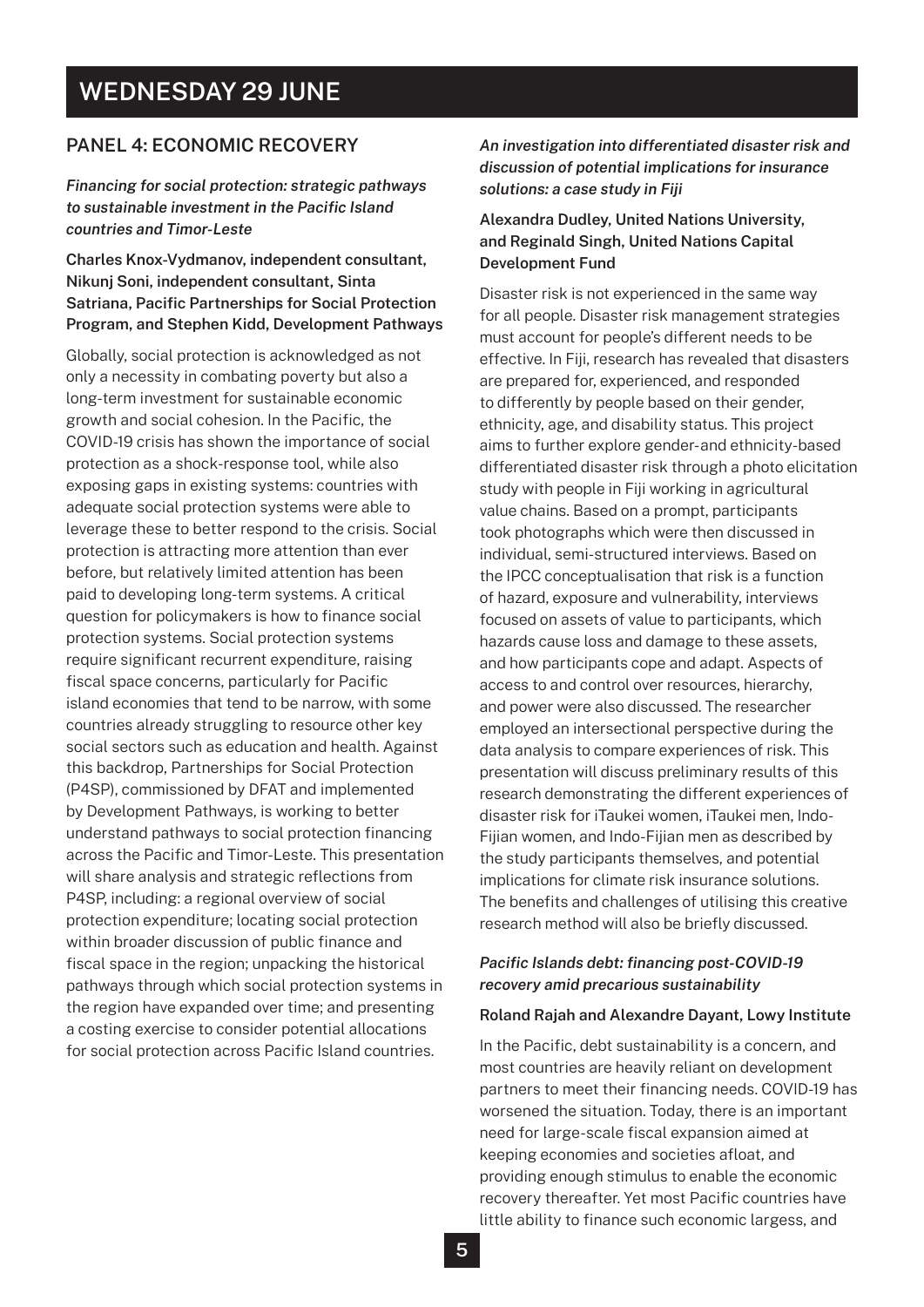# WEDNESDAY 29 JUNE

## PANEL 4: ECONOMIC RECOVERY

### *Financing for social protection: strategic pathways to sustainable investment in the Pacific Island countries and Timor-Leste*

**Charles Knox-Vydmanov, independent consultant, Nikunj Soni, independent consultant, Sinta Satriana, Pacific Partnerships for Social Protection Program, and Stephen Kidd, Development Pathways**

Globally, social protection is acknowledged as not only a necessity in combating poverty but also a long-term investment for sustainable economic growth and social cohesion. In the Pacific, the COVID-19 crisis has shown the importance of social protection as a shock-response tool, while also exposing gaps in existing systems: countries with adequate social protection systems were able to leverage these to better respond to the crisis. Social protection is attracting more attention than ever before, but relatively limited attention has been paid to developing long-term systems. A critical question for policymakers is how to finance social protection systems. Social protection systems require significant recurrent expenditure, raising fiscal space concerns, particularly for Pacific island economies that tend to be narrow, with some countries already struggling to resource other key social sectors such as education and health. Against this backdrop, Partnerships for Social Protection (P4SP), commissioned by DFAT and implemented by Development Pathways, is working to better understand pathways to social protection financing across the Pacific and Timor-Leste. This presentation will share analysis and strategic reflections from P4SP, including: a regional overview of social protection expenditure; locating social protection within broader discussion of public finance and fiscal space in the region; unpacking the historical pathways through which social protection systems in the region have expanded over time; and presenting a costing exercise to consider potential allocations for social protection across Pacific Island countries.

### *An investigation into differentiated disaster risk and discussion of potential implications for insurance solutions: a case study in Fiji*

**Alexandra Dudley, United Nations University, and Reginald Singh, United Nations Capital Development Fund**

Disaster risk is not experienced in the same way for all people. Disaster risk management strategies must account for people's different needs to be effective. In Fiji, research has revealed that disasters are prepared for, experienced, and responded to differently by people based on their gender, ethnicity, age, and disability status. This project aims to further explore gender-and ethnicity-based differentiated disaster risk through a photo elicitation study with people in Fiji working in agricultural value chains. Based on a prompt, participants took photographs which were then discussed in individual, semi-structured interviews. Based on the IPCC conceptualisation that risk is a function of hazard, exposure and vulnerability, interviews focused on assets of value to participants, which hazards cause loss and damage to these assets, and how participants cope and adapt. Aspects of access to and control over resources, hierarchy, and power were also discussed. The researcher employed an intersectional perspective during the data analysis to compare experiences of risk. This presentation will discuss preliminary results of this research demonstrating the different experiences of disaster risk for iTaukei women, iTaukei men, Indo-Fijian women, and Indo-Fijian men as described by the study participants themselves, and potential implications for climate risk insurance solutions. The benefits and challenges of utilising this creative research method will also be briefly discussed.

### *Pacific Islands debt: financing post-COVID-19 recovery amid precarious sustainability*

**Roland Rajah and Alexandre Dayant, Lowy Institute**

In the Pacific, debt sustainability is a concern, and most countries are heavily reliant on development partners to meet their financing needs. COVID-19 has worsened the situation. Today, there is an important need for large-scale fiscal expansion aimed at keeping economies and societies afloat, and providing enough stimulus to enable the economic recovery thereafter. Yet most Pacific countries have little ability to finance such economic largess, and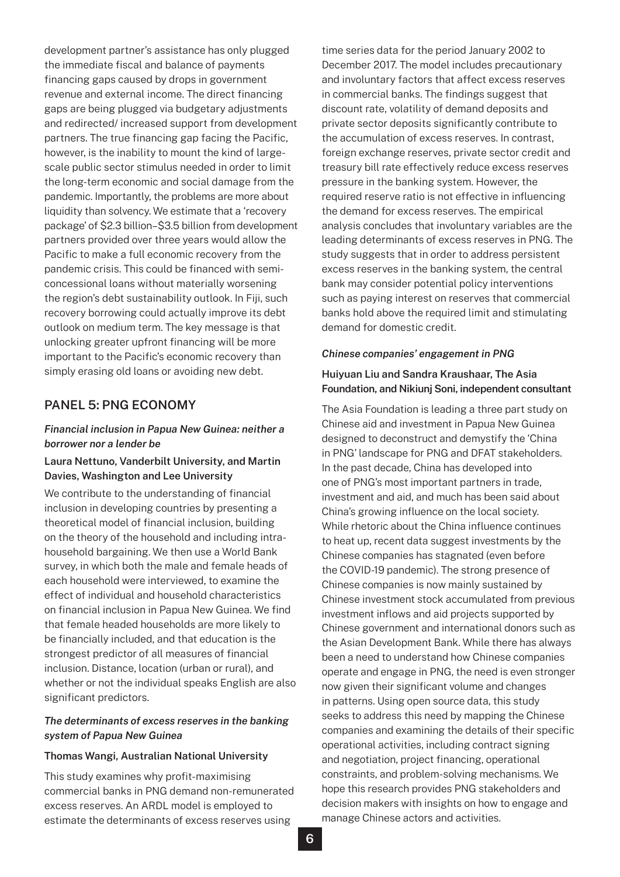development partner's assistance has only plugged the immediate fiscal and balance of payments financing gaps caused by drops in government revenue and external income. The direct financing gaps are being plugged via budgetary adjustments and redirected/ increased support from development partners. The true financing gap facing the Pacific, however, is the inability to mount the kind of large-scale public sector stimulus needed in order to limit the long-term economic and social damage from the pandemic. Importantly, the problems are more about liquidity than solvency. We estimate that a 'recovery package' of $2.3 billion–$3.5 billion from development partners provided over three years would allow the Pacific to make a full economic recovery from the pandemic crisis. This could be financed with semi-concessional loans without materially worsening the region's debt sustainability outlook. In Fiji, such recovery borrowing could actually improve its debt outlook on medium term. The key message is that unlocking greater upfront financing will be more important to the Pacific's economic recovery than simply erasing old loans or avoiding new debt.

## PANEL 5: PNG ECONOMY

### *Financial inclusion in Papua New Guinea: neither a borrower nor a lender be*

**Laura Nettuno, Vanderbilt University, and Martin Davies, Washington and Lee University**

We contribute to the understanding of financial inclusion in developing countries by presenting a theoretical model of financial inclusion, building on the theory of the household and including intra-household bargaining. We then use a World Bank survey, in which both the male and female heads of each household were interviewed, to examine the effect of individual and household characteristics on financial inclusion in Papua New Guinea. We find that female headed households are more likely to be financially included, and that education is the strongest predictor of all measures of financial inclusion. Distance, location (urban or rural), and whether or not the individual speaks English are also significant predictors.

### *The determinants of excess reserves in the banking system of Papua New Guinea*

**Thomas Wangi, Australian National University**

This study examines why profit-maximising commercial banks in PNG demand non-remunerated excess reserves. An ARDL model is employed to estimate the determinants of excess reserves using time series data for the period January 2002 to December 2017. The model includes precautionary and involuntary factors that affect excess reserves in commercial banks. The findings suggest that discount rate, volatility of demand deposits and private sector deposits significantly contribute to the accumulation of excess reserves. In contrast, foreign exchange reserves, private sector credit and treasury bill rate effectively reduce excess reserves pressure in the banking system. However, the required reserve ratio is not effective in influencing the demand for excess reserves. The empirical analysis concludes that involuntary variables are the leading determinants of excess reserves in PNG. The study suggests that in order to address persistent excess reserves in the banking system, the central bank may consider potential policy interventions such as paying interest on reserves that commercial banks hold above the required limit and stimulating demand for domestic credit.

### *Chinese companies' engagement in PNG*

**Huiyuan Liu and Sandra Kraushaar, The Asia Foundation, and Nikiunj Soni, independent consultant**

The Asia Foundation is leading a three part study on Chinese aid and investment in Papua New Guinea designed to deconstruct and demystify the 'China in PNG' landscape for PNG and DFAT stakeholders. In the past decade, China has developed into one of PNG's most important partners in trade, investment and aid, and much has been said about China's growing influence on the local society. While rhetoric about the China influence continues to heat up, recent data suggest investments by the Chinese companies has stagnated (even before the COVID-19 pandemic). The strong presence of Chinese companies is now mainly sustained by Chinese investment stock accumulated from previous investment inflows and aid projects supported by Chinese government and international donors such as the Asian Development Bank. While there has always been a need to understand how Chinese companies operate and engage in PNG, the need is even stronger now given their significant volume and changes in patterns. Using open source data, this study seeks to address this need by mapping the Chinese companies and examining the details of their specific operational activities, including contract signing and negotiation, project financing, operational constraints, and problem-solving mechanisms. We hope this research provides PNG stakeholders and decision makers with insights on how to engage and manage Chinese actors and activities.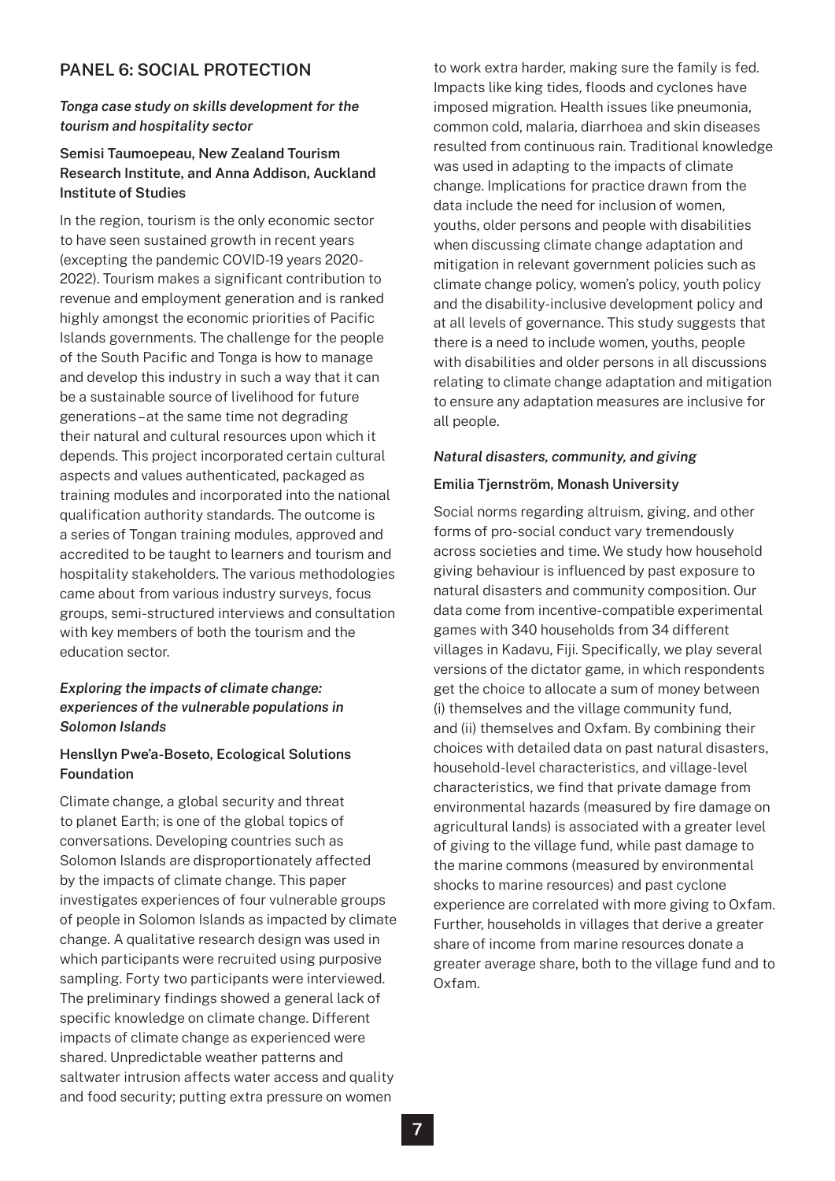## PANEL 6: SOCIAL PROTECTION

### *Tonga case study on skills development for the tourism and hospitality sector*

**Semisi Taumoepeau, New Zealand Tourism Research Institute, and Anna Addison, Auckland Institute of Studies**

In the region, tourism is the only economic sector to have seen sustained growth in recent years (excepting the pandemic COVID-19 years 2020-2022). Tourism makes a significant contribution to revenue and employment generation and is ranked highly amongst the economic priorities of Pacific Islands governments. The challenge for the people of the South Pacific and Tonga is how to manage and develop this industry in such a way that it can be a sustainable source of livelihood for future generations –at the same time not degrading their natural and cultural resources upon which it depends. This project incorporated certain cultural aspects and values authenticated, packaged as training modules and incorporated into the national qualification authority standards. The outcome is a series of Tongan training modules, approved and accredited to be taught to learners and tourism and hospitality stakeholders. The various methodologies came about from various industry surveys, focus groups, semi-structured interviews and consultation with key members of both the tourism and the education sector.

### *Exploring the impacts of climate change: experiences of the vulnerable populations in Solomon Islands*

**Hensllyn Pwe'a-Boseto, Ecological Solutions Foundation**

Climate change, a global security and threat to planet Earth; is one of the global topics of conversations. Developing countries such as Solomon Islands are disproportionately affected by the impacts of climate change. This paper investigates experiences of four vulnerable groups of people in Solomon Islands as impacted by climate change. A qualitative research design was used in which participants were recruited using purposive sampling. Forty two participants were interviewed. The preliminary findings showed a general lack of specific knowledge on climate change. Different impacts of climate change as experienced were shared. Unpredictable weather patterns and saltwater intrusion affects water access and quality and food security; putting extra pressure on women to work extra harder, making sure the family is fed. Impacts like king tides, floods and cyclones have imposed migration. Health issues like pneumonia, common cold, malaria, diarrhoea and skin diseases resulted from continuous rain. Traditional knowledge was used in adapting to the impacts of climate change. Implications for practice drawn from the data include the need for inclusion of women, youths, older persons and people with disabilities when discussing climate change adaptation and mitigation in relevant government policies such as climate change policy, women's policy, youth policy and the disability-inclusive development policy and at all levels of governance. This study suggests that there is a need to include women, youths, people with disabilities and older persons in all discussions relating to climate change adaptation and mitigation to ensure any adaptation measures are inclusive for all people.

### *Natural disasters, community, and giving*

**Emilia Tjernström, Monash University**

Social norms regarding altruism, giving, and other forms of pro-social conduct vary tremendously across societies and time. We study how household giving behaviour is influenced by past exposure to natural disasters and community composition. Our data come from incentive-compatible experimental games with 340 households from 34 different villages in Kadavu, Fiji. Specifically, we play several versions of the dictator game, in which respondents get the choice to allocate a sum of money between (i) themselves and the village community fund, and (ii) themselves and Oxfam. By combining their choices with detailed data on past natural disasters, household-level characteristics, and village-level characteristics, we find that private damage from environmental hazards (measured by fire damage on agricultural lands) is associated with a greater level of giving to the village fund, while past damage to the marine commons (measured by environmental shocks to marine resources) and past cyclone experience are correlated with more giving to Oxfam. Further, households in villages that derive a greater share of income from marine resources donate a greater average share, both to the village fund and to Oxfam.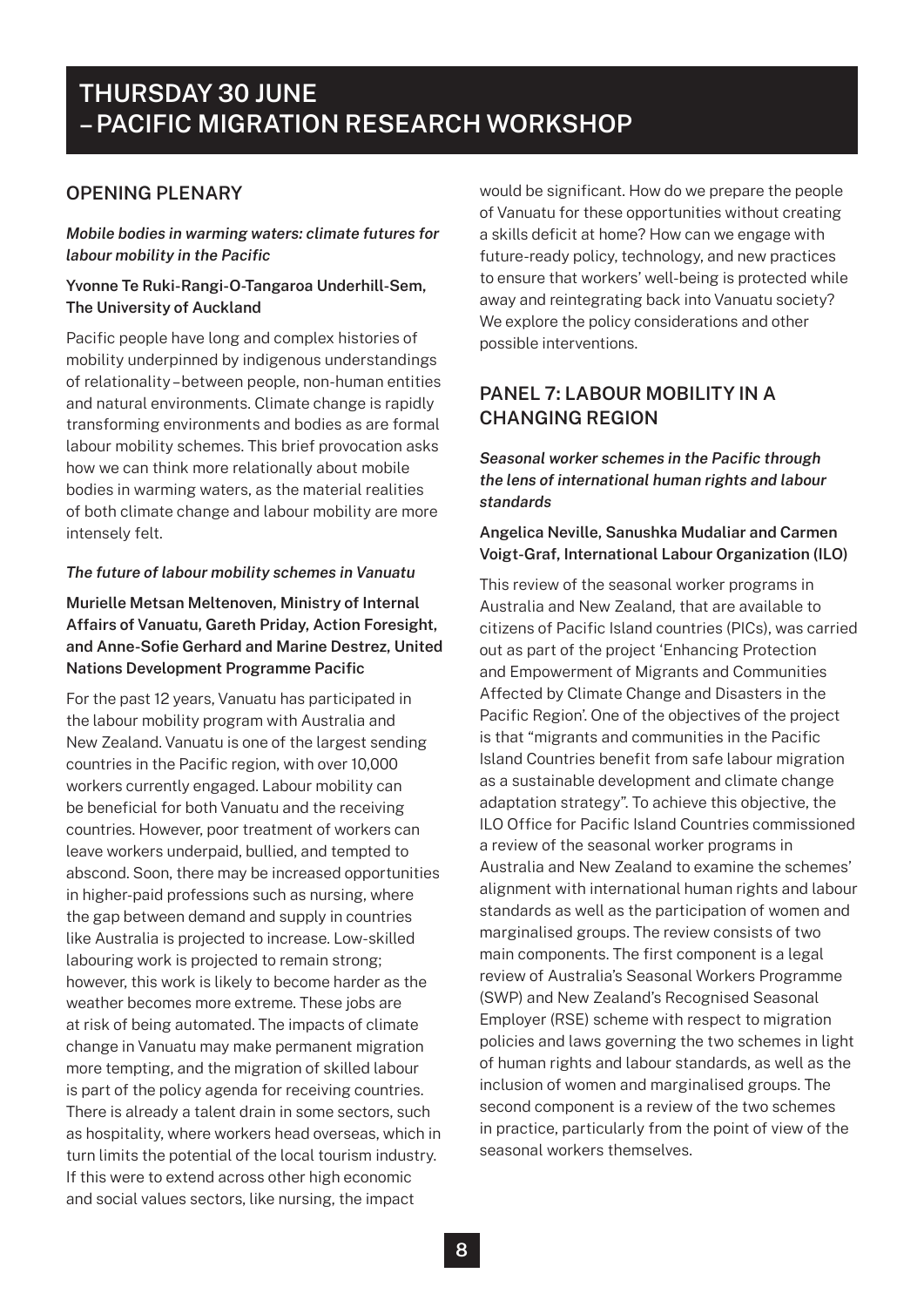# THURSDAY 30 JUNE – PACIFIC MIGRATION RESEARCH WORKSHOP

## OPENING PLENARY

***Mobile bodies in warming waters: climate futures for labour mobility in the Pacific***

**Yvonne Te Ruki-Rangi-O-Tangaroa Underhill-Sem, The University of Auckland**

Pacific people have long and complex histories of mobility underpinned by indigenous understandings of relationality – between people, non-human entities and natural environments. Climate change is rapidly transforming environments and bodies as are formal labour mobility schemes. This brief provocation asks how we can think more relationally about mobile bodies in warming waters, as the material realities of both climate change and labour mobility are more intensely felt.

***The future of labour mobility schemes in Vanuatu***

**Murielle Metsan Meltenoven, Ministry of Internal Affairs of Vanuatu, Gareth Priday, Action Foresight, and Anne-Sofie Gerhard and Marine Destrez, United Nations Development Programme Pacific**

For the past 12 years, Vanuatu has participated in the labour mobility program with Australia and New Zealand. Vanuatu is one of the largest sending countries in the Pacific region, with over 10,000 workers currently engaged. Labour mobility can be beneficial for both Vanuatu and the receiving countries. However, poor treatment of workers can leave workers underpaid, bullied, and tempted to abscond. Soon, there may be increased opportunities in higher-paid professions such as nursing, where the gap between demand and supply in countries like Australia is projected to increase. Low-skilled labouring work is projected to remain strong; however, this work is likely to become harder as the weather becomes more extreme. These jobs are at risk of being automated. The impacts of climate change in Vanuatu may make permanent migration more tempting, and the migration of skilled labour is part of the policy agenda for receiving countries. There is already a talent drain in some sectors, such as hospitality, where workers head overseas, which in turn limits the potential of the local tourism industry. If this were to extend across other high economic and social values sectors, like nursing, the impact would be significant. How do we prepare the people of Vanuatu for these opportunities without creating a skills deficit at home? How can we engage with future-ready policy, technology, and new practices to ensure that workers' well-being is protected while away and reintegrating back into Vanuatu society? We explore the policy considerations and other possible interventions.

## PANEL 7: LABOUR MOBILITY IN A CHANGING REGION

***Seasonal worker schemes in the Pacific through the lens of international human rights and labour standards***

**Angelica Neville, Sanushka Mudaliar and Carmen Voigt-Graf, International Labour Organization (ILO)**

This review of the seasonal worker programs in Australia and New Zealand, that are available to citizens of Pacific Island countries (PICs), was carried out as part of the project 'Enhancing Protection and Empowerment of Migrants and Communities Affected by Climate Change and Disasters in the Pacific Region'. One of the objectives of the project is that "migrants and communities in the Pacific Island Countries benefit from safe labour migration as a sustainable development and climate change adaptation strategy". To achieve this objective, the ILO Office for Pacific Island Countries commissioned a review of the seasonal worker programs in Australia and New Zealand to examine the schemes' alignment with international human rights and labour standards as well as the participation of women and marginalised groups. The review consists of two main components. The first component is a legal review of Australia's Seasonal Workers Programme (SWP) and New Zealand's Recognised Seasonal Employer (RSE) scheme with respect to migration policies and laws governing the two schemes in light of human rights and labour standards, as well as the inclusion of women and marginalised groups. The second component is a review of the two schemes in practice, particularly from the point of view of the seasonal workers themselves.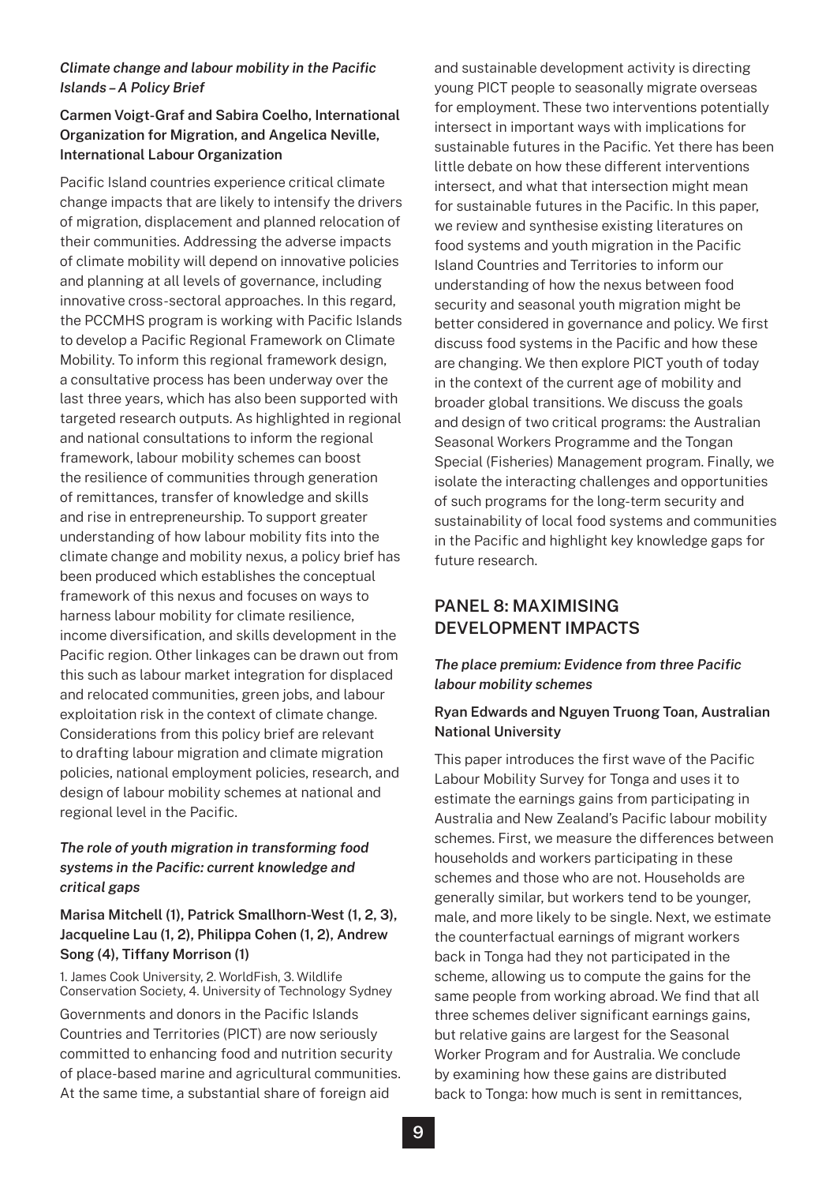### *Climate change and labour mobility in the Pacific Islands – A Policy Brief*

**Carmen Voigt-Graf and Sabira Coelho, International Organization for Migration, and Angelica Neville, International Labour Organization**

Pacific Island countries experience critical climate change impacts that are likely to intensify the drivers of migration, displacement and planned relocation of their communities. Addressing the adverse impacts of climate mobility will depend on innovative policies and planning at all levels of governance, including innovative cross-sectoral approaches. In this regard, the PCCMHS program is working with Pacific Islands to develop a Pacific Regional Framework on Climate Mobility. To inform this regional framework design, a consultative process has been underway over the last three years, which has also been supported with targeted research outputs. As highlighted in regional and national consultations to inform the regional framework, labour mobility schemes can boost the resilience of communities through generation of remittances, transfer of knowledge and skills and rise in entrepreneurship. To support greater understanding of how labour mobility fits into the climate change and mobility nexus, a policy brief has been produced which establishes the conceptual framework of this nexus and focuses on ways to harness labour mobility for climate resilience, income diversification, and skills development in the Pacific region. Other linkages can be drawn out from this such as labour market integration for displaced and relocated communities, green jobs, and labour exploitation risk in the context of climate change. Considerations from this policy brief are relevant to drafting labour migration and climate migration policies, national employment policies, research, and design of labour mobility schemes at national and regional level in the Pacific.

### *The role of youth migration in transforming food systems in the Pacific: current knowledge and critical gaps*

**Marisa Mitchell (1), Patrick Smallhorn-West (1, 2, 3), Jacqueline Lau (1, 2), Philippa Cohen (1, 2), Andrew Song (4), Tiffany Morrison (1)**

1. James Cook University, 2. WorldFish, 3. Wildlife Conservation Society, 4. University of Technology Sydney

Governments and donors in the Pacific Islands Countries and Territories (PICT) are now seriously committed to enhancing food and nutrition security of place-based marine and agricultural communities. At the same time, a substantial share of foreign aid and sustainable development activity is directing young PICT people to seasonally migrate overseas for employment. These two interventions potentially intersect in important ways with implications for sustainable futures in the Pacific. Yet there has been little debate on how these different interventions intersect, and what that intersection might mean for sustainable futures in the Pacific. In this paper, we review and synthesise existing literatures on food systems and youth migration in the Pacific Island Countries and Territories to inform our understanding of how the nexus between food security and seasonal youth migration might be better considered in governance and policy. We first discuss food systems in the Pacific and how these are changing. We then explore PICT youth of today in the context of the current age of mobility and broader global transitions. We discuss the goals and design of two critical programs: the Australian Seasonal Workers Programme and the Tongan Special (Fisheries) Management program. Finally, we isolate the interacting challenges and opportunities of such programs for the long-term security and sustainability of local food systems and communities in the Pacific and highlight key knowledge gaps for future research.

## PANEL 8: MAXIMISING DEVELOPMENT IMPACTS

### *The place premium: Evidence from three Pacific labour mobility schemes*

**Ryan Edwards and Nguyen Truong Toan, Australian National University**

This paper introduces the first wave of the Pacific Labour Mobility Survey for Tonga and uses it to estimate the earnings gains from participating in Australia and New Zealand's Pacific labour mobility schemes. First, we measure the differences between households and workers participating in these schemes and those who are not. Households are generally similar, but workers tend to be younger, male, and more likely to be single. Next, we estimate the counterfactual earnings of migrant workers back in Tonga had they not participated in the scheme, allowing us to compute the gains for the same people from working abroad. We find that all three schemes deliver significant earnings gains, but relative gains are largest for the Seasonal Worker Program and for Australia. We conclude by examining how these gains are distributed back to Tonga: how much is sent in remittances,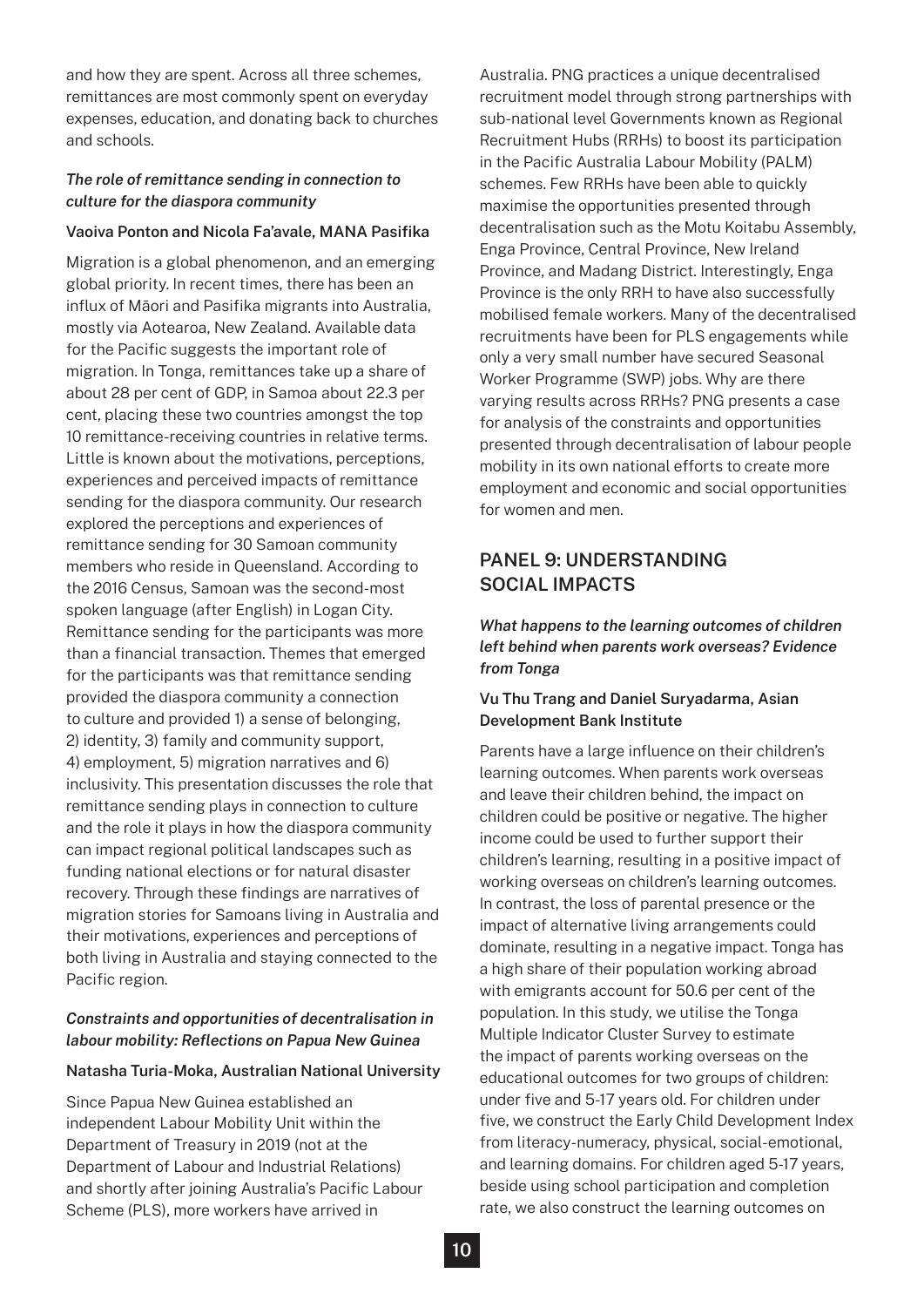and how they are spent. Across all three schemes, remittances are most commonly spent on everyday expenses, education, and donating back to churches and schools.

#### *The role of remittance sending in connection to culture for the diaspora community*

**Vaoiva Ponton and Nicola Fa'avale, MANA Pasifika**

Migration is a global phenomenon, and an emerging global priority. In recent times, there has been an influx of Māori and Pasifika migrants into Australia, mostly via Aotearoa, New Zealand. Available data for the Pacific suggests the important role of migration. In Tonga, remittances take up a share of about 28 per cent of GDP, in Samoa about 22.3 per cent, placing these two countries amongst the top 10 remittance-receiving countries in relative terms. Little is known about the motivations, perceptions, experiences and perceived impacts of remittance sending for the diaspora community. Our research explored the perceptions and experiences of remittance sending for 30 Samoan community members who reside in Queensland. According to the 2016 Census, Samoan was the second-most spoken language (after English) in Logan City. Remittance sending for the participants was more than a financial transaction. Themes that emerged for the participants was that remittance sending provided the diaspora community a connection to culture and provided 1) a sense of belonging, 2) identity, 3) family and community support, 4) employment, 5) migration narratives and 6) inclusivity. This presentation discusses the role that remittance sending plays in connection to culture and the role it plays in how the diaspora community can impact regional political landscapes such as funding national elections or for natural disaster recovery. Through these findings are narratives of migration stories for Samoans living in Australia and their motivations, experiences and perceptions of both living in Australia and staying connected to the Pacific region.

#### *Constraints and opportunities of decentralisation in labour mobility: Reflections on Papua New Guinea*

**Natasha Turia-Moka, Australian National University**

Since Papua New Guinea established an independent Labour Mobility Unit within the Department of Treasury in 2019 (not at the Department of Labour and Industrial Relations) and shortly after joining Australia's Pacific Labour Scheme (PLS), more workers have arrived in Australia. PNG practices a unique decentralised recruitment model through strong partnerships with sub-national level Governments known as Regional Recruitment Hubs (RRHs) to boost its participation in the Pacific Australia Labour Mobility (PALM) schemes. Few RRHs have been able to quickly maximise the opportunities presented through decentralisation such as the Motu Koitabu Assembly, Enga Province, Central Province, New Ireland Province, and Madang District. Interestingly, Enga Province is the only RRH to have also successfully mobilised female workers. Many of the decentralised recruitments have been for PLS engagements while only a very small number have secured Seasonal Worker Programme (SWP) jobs. Why are there varying results across RRHs? PNG presents a case for analysis of the constraints and opportunities presented through decentralisation of labour people mobility in its own national efforts to create more employment and economic and social opportunities for women and men.

## PANEL 9: UNDERSTANDING SOCIAL IMPACTS

#### *What happens to the learning outcomes of children left behind when parents work overseas? Evidence from Tonga*

**Vu Thu Trang and Daniel Suryadarma, Asian Development Bank Institute**

Parents have a large influence on their children's learning outcomes. When parents work overseas and leave their children behind, the impact on children could be positive or negative. The higher income could be used to further support their children's learning, resulting in a positive impact of working overseas on children's learning outcomes. In contrast, the loss of parental presence or the impact of alternative living arrangements could dominate, resulting in a negative impact. Tonga has a high share of their population working abroad with emigrants account for 50.6 per cent of the population. In this study, we utilise the Tonga Multiple Indicator Cluster Survey to estimate the impact of parents working overseas on the educational outcomes for two groups of children: under five and 5-17 years old. For children under five, we construct the Early Child Development Index from literacy-numeracy, physical, social-emotional, and learning domains. For children aged 5-17 years, beside using school participation and completion rate, we also construct the learning outcomes on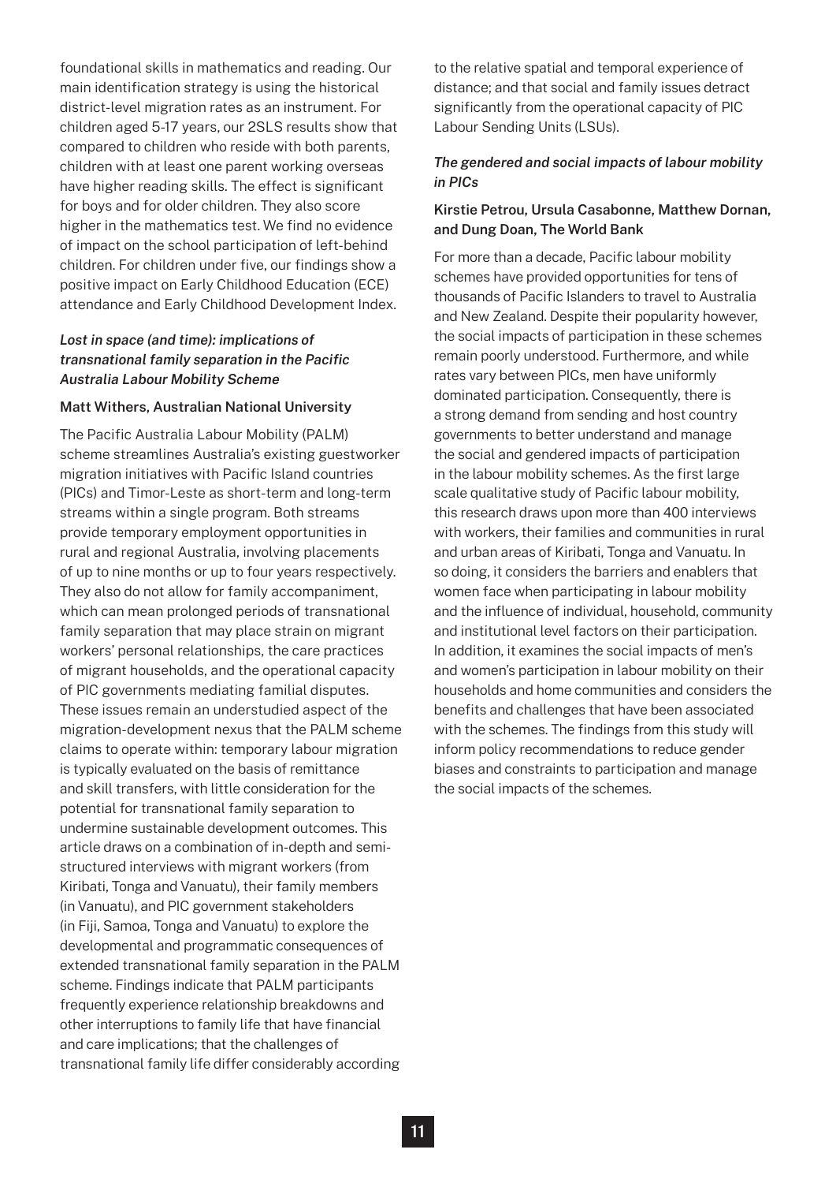foundational skills in mathematics and reading. Our main identification strategy is using the historical district-level migration rates as an instrument. For children aged 5-17 years, our 2SLS results show that compared to children who reside with both parents, children with at least one parent working overseas have higher reading skills. The effect is significant for boys and for older children. They also score higher in the mathematics test. We find no evidence of impact on the school participation of left-behind children. For children under five, our findings show a positive impact on Early Childhood Education (ECE) attendance and Early Childhood Development Index.

### *Lost in space (and time): implications of transnational family separation in the Pacific Australia Labour Mobility Scheme*

**Matt Withers, Australian National University**

The Pacific Australia Labour Mobility (PALM) scheme streamlines Australia's existing guestworker migration initiatives with Pacific Island countries (PICs) and Timor-Leste as short-term and long-term streams within a single program. Both streams provide temporary employment opportunities in rural and regional Australia, involving placements of up to nine months or up to four years respectively. They also do not allow for family accompaniment, which can mean prolonged periods of transnational family separation that may place strain on migrant workers' personal relationships, the care practices of migrant households, and the operational capacity of PIC governments mediating familial disputes. These issues remain an understudied aspect of the migration-development nexus that the PALM scheme claims to operate within: temporary labour migration is typically evaluated on the basis of remittance and skill transfers, with little consideration for the potential for transnational family separation to undermine sustainable development outcomes. This article draws on a combination of in-depth and semi-structured interviews with migrant workers (from Kiribati, Tonga and Vanuatu), their family members (in Vanuatu), and PIC government stakeholders (in Fiji, Samoa, Tonga and Vanuatu) to explore the developmental and programmatic consequences of extended transnational family separation in the PALM scheme. Findings indicate that PALM participants frequently experience relationship breakdowns and other interruptions to family life that have financial and care implications; that the challenges of transnational family life differ considerably according to the relative spatial and temporal experience of distance; and that social and family issues detract significantly from the operational capacity of PIC Labour Sending Units (LSUs).

### *The gendered and social impacts of labour mobility in PICs*

**Kirstie Petrou, Ursula Casabonne, Matthew Dornan, and Dung Doan, The World Bank**

For more than a decade, Pacific labour mobility schemes have provided opportunities for tens of thousands of Pacific Islanders to travel to Australia and New Zealand. Despite their popularity however, the social impacts of participation in these schemes remain poorly understood. Furthermore, and while rates vary between PICs, men have uniformly dominated participation. Consequently, there is a strong demand from sending and host country governments to better understand and manage the social and gendered impacts of participation in the labour mobility schemes. As the first large scale qualitative study of Pacific labour mobility, this research draws upon more than 400 interviews with workers, their families and communities in rural and urban areas of Kiribati, Tonga and Vanuatu. In so doing, it considers the barriers and enablers that women face when participating in labour mobility and the influence of individual, household, community and institutional level factors on their participation. In addition, it examines the social impacts of men's and women's participation in labour mobility on their households and home communities and considers the benefits and challenges that have been associated with the schemes. The findings from this study will inform policy recommendations to reduce gender biases and constraints to participation and manage the social impacts of the schemes.